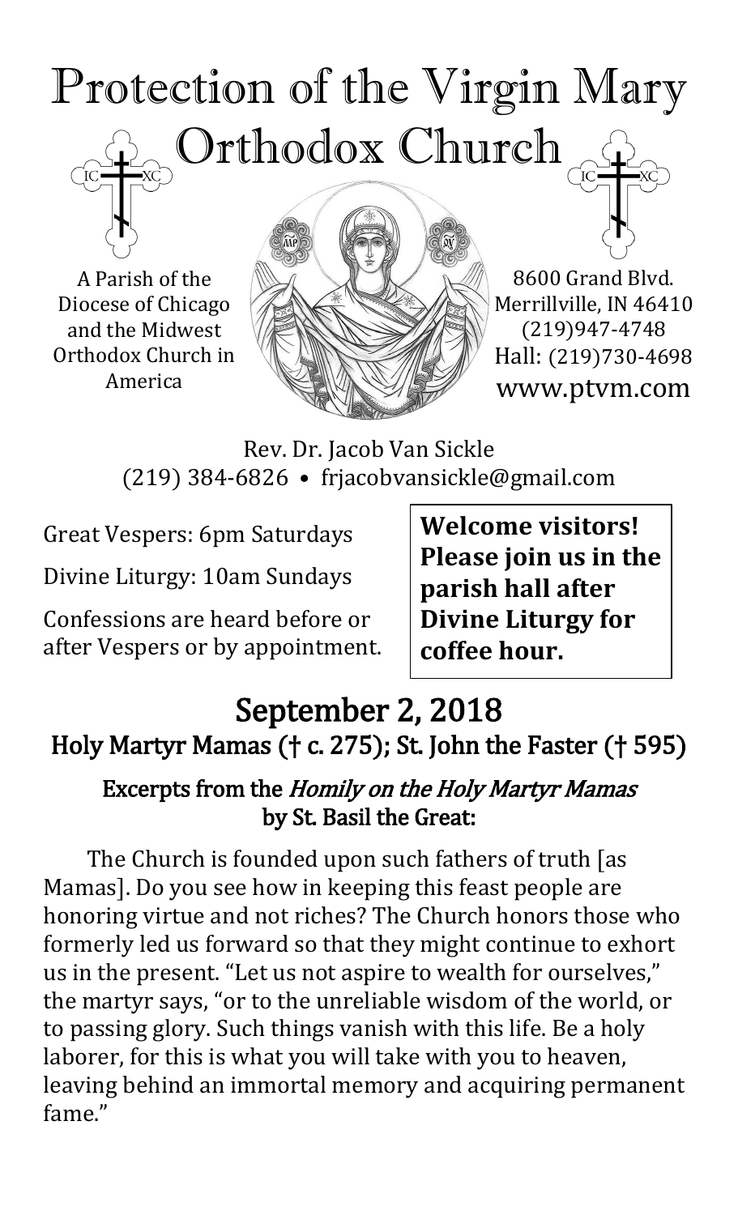# Protection of the Virgin Mary Orthodox Church

A Parish of the Diocese of Chicago and the Midwest Orthodox Church in America

8600 Grand Blvd.
Merrillville, IN 46410
(219)947-4748
Hall: (219)730-4698
www.ptvm.com

Rev. Dr. Jacob Van Sickle
(219) 384-6826 • frjacobvansickle@gmail.com

Great Vespers: 6pm Saturdays

Divine Liturgy: 10am Sundays

Confessions are heard before or after Vespers or by appointment.

**Welcome visitors! Please join us in the parish hall after Divine Liturgy for coffee hour.**

## September 2, 2018

### Holy Martyr Mamas († c. 275); St. John the Faster († 595)

#### Excerpts from the *Homily on the Holy Martyr Mamas* by St. Basil the Great:

The Church is founded upon such fathers of truth [as Mamas]. Do you see how in keeping this feast people are honoring virtue and not riches? The Church honors those who formerly led us forward so that they might continue to exhort us in the present. "Let us not aspire to wealth for ourselves," the martyr says, "or to the unreliable wisdom of the world, or to passing glory. Such things vanish with this life. Be a holy laborer, for this is what you will take with you to heaven, leaving behind an immortal memory and acquiring permanent fame."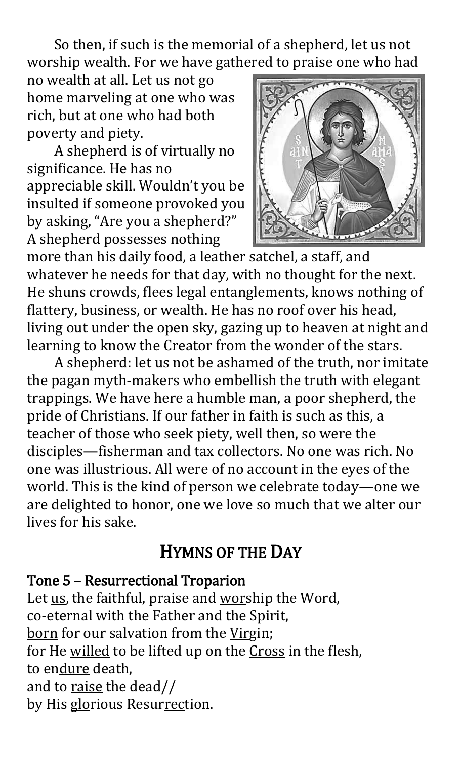So then, if such is the memorial of a shepherd, let us not worship wealth. For we have gathered to praise one who had no wealth at all. Let us not go home marveling at one who was rich, but at one who had both poverty and piety.

A shepherd is of virtually no significance. He has no appreciable skill. Wouldn't you be insulted if someone provoked you by asking, "Are you a shepherd?" A shepherd possesses nothing more than his daily food, a leather satchel, a staff, and whatever he needs for that day, with no thought for the next. He shuns crowds, flees legal entanglements, knows nothing of flattery, business, or wealth. He has no roof over his head, living out under the open sky, gazing up to heaven at night and learning to know the Creator from the wonder of the stars.

A shepherd: let us not be ashamed of the truth, nor imitate the pagan myth-makers who embellish the truth with elegant trappings. We have here a humble man, a poor shepherd, the pride of Christians. If our father in faith is such as this, a teacher of those who seek piety, well then, so were the disciples—fisherman and tax collectors. No one was rich. No one was illustrious. All were of no account in the eyes of the world. This is the kind of person we celebrate today—one we are delighted to honor, one we love so much that we alter our lives for his sake.

## Hymns of the Day

### Tone 5 – Resurrectional Troparion

Let us, the faithful, praise and worship the Word,
co-eternal with the Father and the Spirit,
born for our salvation from the Virgin;
for He willed to be lifted up on the Cross in the flesh,
to endure death,
and to raise the dead//
by His glorious Resurrection.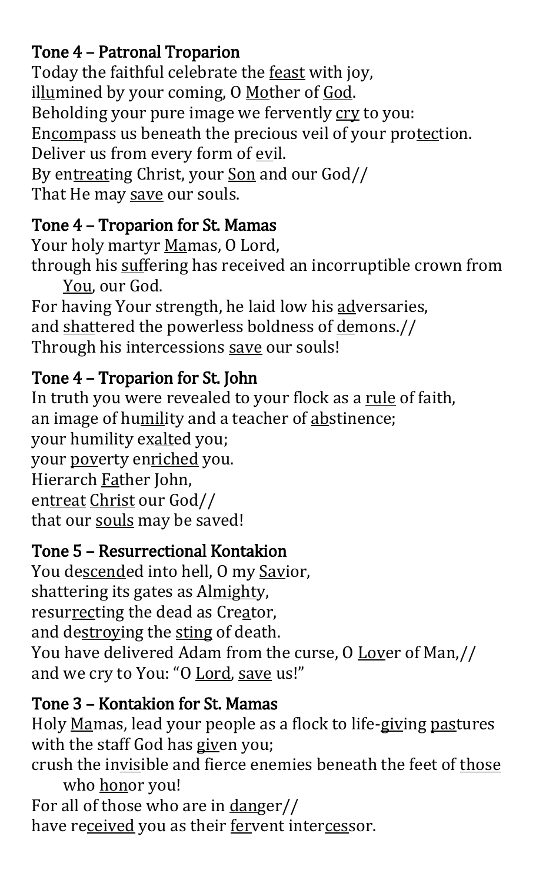### Tone 4 – Patronal Troparion

Today the faithful celebrate the feast with joy,  
illumined by your coming, O Mother of God.  
Beholding your pure image we fervently cry to you:  
Encompass us beneath the precious veil of your protection.  
Deliver us from every form of evil.  
By entreating Christ, your Son and our God//  
That He may save our souls.

### Tone 4 – Troparion for St. Mamas

Your holy martyr Mamas, O Lord,  
through his suffering has received an incorruptible crown from You, our God.  
For having Your strength, he laid low his adversaries,  
and shattered the powerless boldness of demons.//  
Through his intercessions save our souls!

### Tone 4 – Troparion for St. John

In truth you were revealed to your flock as a rule of faith,  
an image of humility and a teacher of abstinence;  
your humility exalted you;  
your poverty enriched you.  
Hierarch Father John,  
entreat Christ our God//  
that our souls may be saved!

### Tone 5 – Resurrectional Kontakion

You descended into hell, O my Savior,  
shattering its gates as Almighty,  
resurrecting the dead as Creator,  
and destroying the sting of death.  
You have delivered Adam from the curse, O Lover of Man,//  
and we cry to You: "O Lord, save us!"

### Tone 3 – Kontakion for St. Mamas

Holy Mamas, lead your people as a flock to life-giving pastures with the staff God has given you;  
crush the invisible and fierce enemies beneath the feet of those who honor you!  
For all of those who are in danger//  
have received you as their fervent intercessor.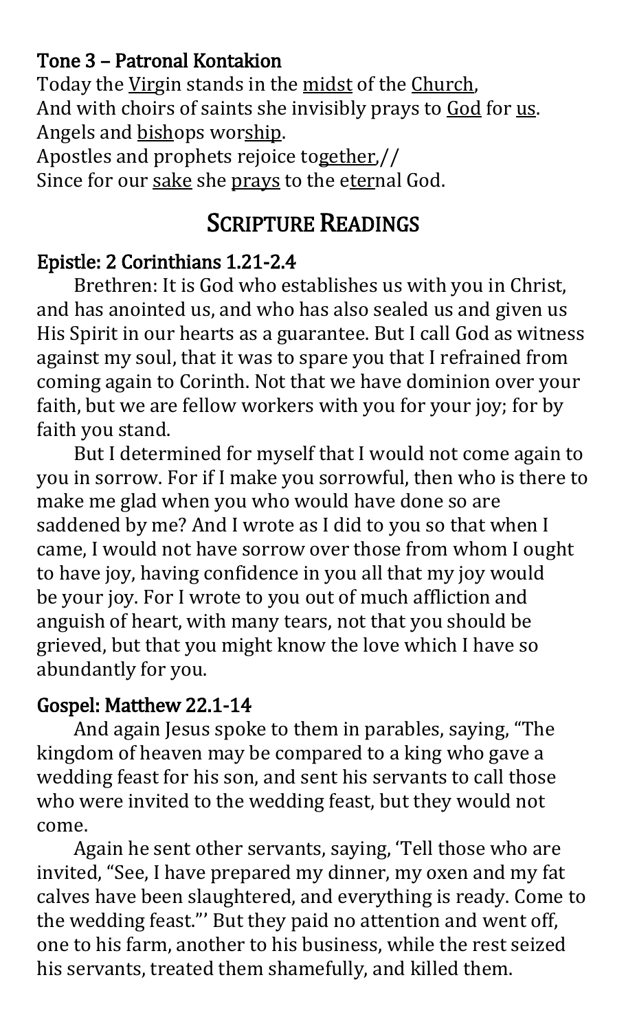### Tone 3 – Patronal Kontakion

Today the Virgin stands in the midst of the Church,
And with choirs of saints she invisibly prays to God for us.
Angels and bishops worship.
Apostles and prophets rejoice together,//
Since for our sake she prays to the eternal God.

## Scripture Readings

### Epistle: 2 Corinthians 1.21-2.4

Brethren: It is God who establishes us with you in Christ, and has anointed us, and who has also sealed us and given us His Spirit in our hearts as a guarantee. But I call God as witness against my soul, that it was to spare you that I refrained from coming again to Corinth. Not that we have dominion over your faith, but we are fellow workers with you for your joy; for by faith you stand.

But I determined for myself that I would not come again to you in sorrow. For if I make you sorrowful, then who is there to make me glad when you who would have done so are saddened by me? And I wrote as I did to you so that when I came, I would not have sorrow over those from whom I ought to have joy, having confidence in you all that my joy would be your joy. For I wrote to you out of much affliction and anguish of heart, with many tears, not that you should be grieved, but that you might know the love which I have so abundantly for you.

### Gospel: Matthew 22.1-14

And again Jesus spoke to them in parables, saying, "The kingdom of heaven may be compared to a king who gave a wedding feast for his son, and sent his servants to call those who were invited to the wedding feast, but they would not come.

Again he sent other servants, saying, 'Tell those who are invited, "See, I have prepared my dinner, my oxen and my fat calves have been slaughtered, and everything is ready. Come to the wedding feast."' But they paid no attention and went off, one to his farm, another to his business, while the rest seized his servants, treated them shamefully, and killed them.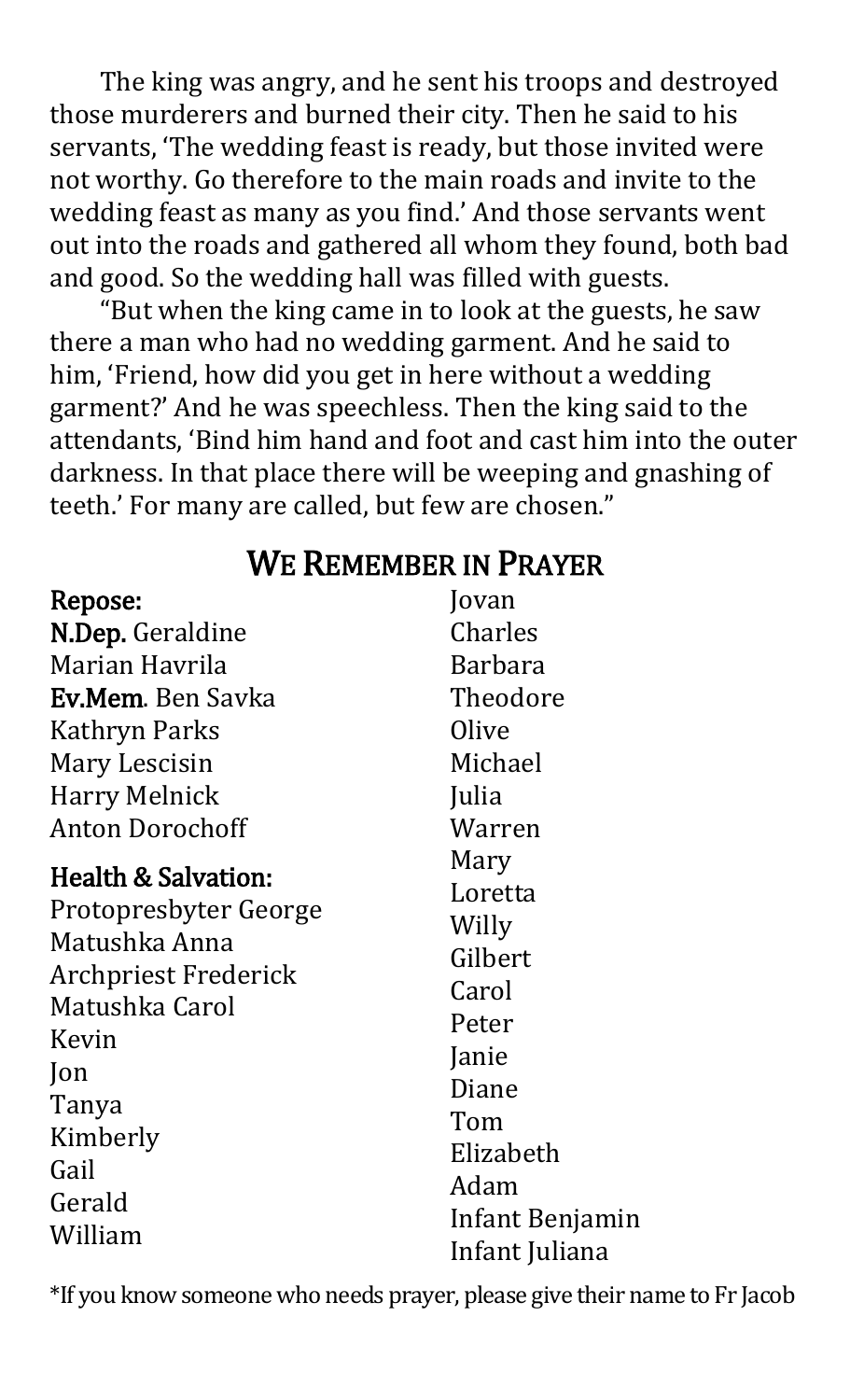The king was angry, and he sent his troops and destroyed those murderers and burned their city. Then he said to his servants, 'The wedding feast is ready, but those invited were not worthy. Go therefore to the main roads and invite to the wedding feast as many as you find.' And those servants went out into the roads and gathered all whom they found, both bad and good. So the wedding hall was filled with guests.

"But when the king came in to look at the guests, he saw there a man who had no wedding garment. And he said to him, 'Friend, how did you get in here without a wedding garment?' And he was speechless. Then the king said to the attendants, 'Bind him hand and foot and cast him into the outer darkness. In that place there will be weeping and gnashing of teeth.' For many are called, but few are chosen."

## We Remember in Prayer

**Repose:**

**N.Dep.** Geraldine
Marian Havrila
**Ev.Mem.** Ben Savka
Kathryn Parks
Mary Lescisin
Harry Melnick
Anton Dorochoff

**Health & Salvation:**

Protopresbyter George
Matushka Anna
Archpriest Frederick
Matushka Carol
Kevin
Jon
Tanya
Kimberly
Gail
Gerald
William
Jovan
Charles
Barbara
Theodore
Olive
Michael
Julia
Warren
Mary
Loretta
Willy
Gilbert
Carol
Peter
Janie
Diane
Tom
Elizabeth
Adam
Infant Benjamin
Infant Juliana

*If you know someone who needs prayer, please give their name to Fr Jacob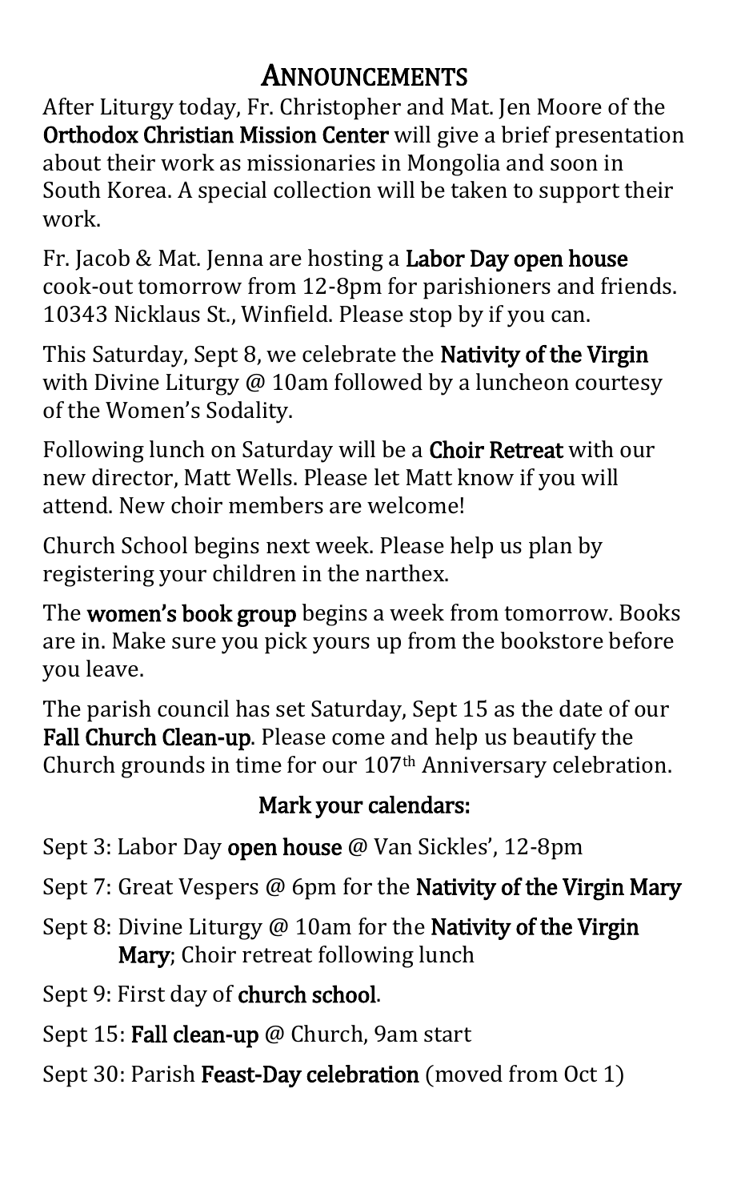# Announcements

After Liturgy today, Fr. Christopher and Mat. Jen Moore of the **Orthodox Christian Mission Center** will give a brief presentation about their work as missionaries in Mongolia and soon in South Korea. A special collection will be taken to support their work.

Fr. Jacob & Mat. Jenna are hosting a **Labor Day open house** cook-out tomorrow from 12-8pm for parishioners and friends. 10343 Nicklaus St., Winfield. Please stop by if you can.

This Saturday, Sept 8, we celebrate the **Nativity of the Virgin** with Divine Liturgy @ 10am followed by a luncheon courtesy of the Women's Sodality.

Following lunch on Saturday will be a **Choir Retreat** with our new director, Matt Wells. Please let Matt know if you will attend. New choir members are welcome!

Church School begins next week. Please help us plan by registering your children in the narthex.

The **women's book group** begins a week from tomorrow. Books are in. Make sure you pick yours up from the bookstore before you leave.

The parish council has set Saturday, Sept 15 as the date of our **Fall Church Clean-up**. Please come and help us beautify the Church grounds in time for our 107th Anniversary celebration.

## Mark your calendars:

Sept 3: Labor Day **open house** @ Van Sickles', 12-8pm

Sept 7: Great Vespers @ 6pm for the **Nativity of the Virgin Mary**

Sept 8: Divine Liturgy @ 10am for the **Nativity of the Virgin Mary**; Choir retreat following lunch

Sept 9: First day of **church school**.

Sept 15: **Fall clean-up** @ Church, 9am start

Sept 30: Parish **Feast-Day celebration** (moved from Oct 1)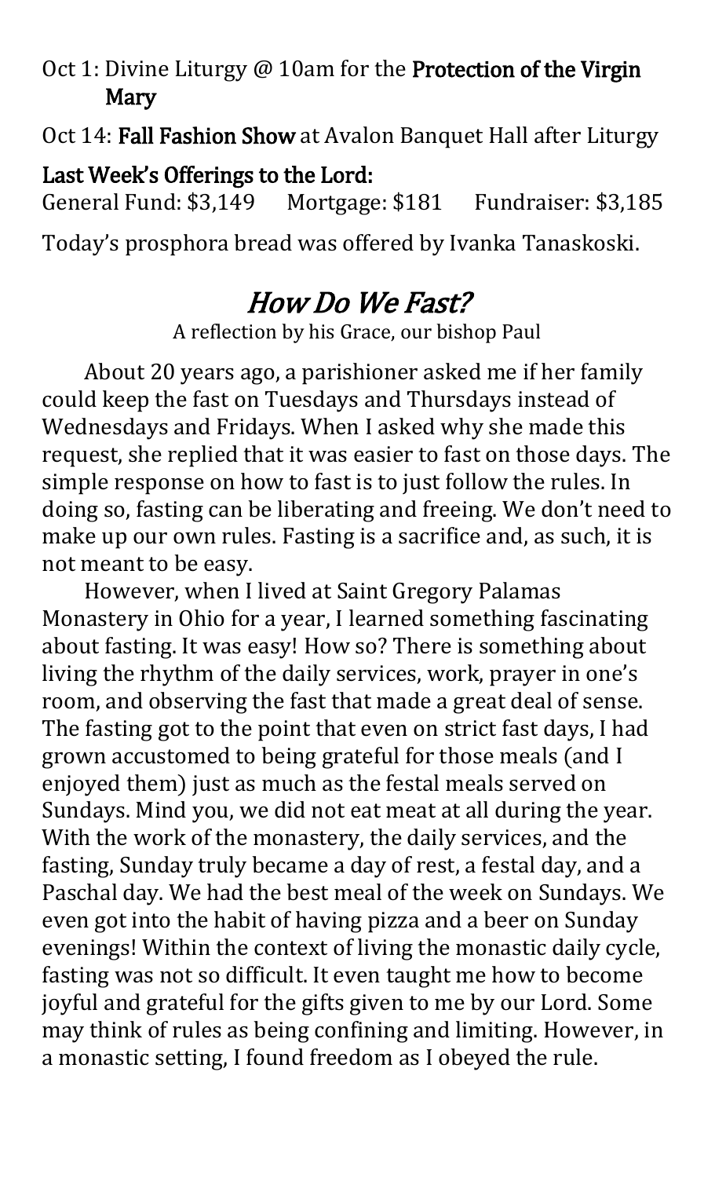Oct 1: Divine Liturgy @ 10am for the **Protection of the Virgin Mary**

Oct 14: **Fall Fashion Show** at Avalon Banquet Hall after Liturgy

**Last Week's Offerings to the Lord:**

General Fund: $3,149  Mortgage: $181  Fundraiser: $3,185

Today's prosphora bread was offered by Ivanka Tanaskoski.

## *How Do We Fast?*

A reflection by his Grace, our bishop Paul

About 20 years ago, a parishioner asked me if her family could keep the fast on Tuesdays and Thursdays instead of Wednesdays and Fridays. When I asked why she made this request, she replied that it was easier to fast on those days. The simple response on how to fast is to just follow the rules. In doing so, fasting can be liberating and freeing. We don't need to make up our own rules. Fasting is a sacrifice and, as such, it is not meant to be easy.

However, when I lived at Saint Gregory Palamas Monastery in Ohio for a year, I learned something fascinating about fasting. It was easy! How so? There is something about living the rhythm of the daily services, work, prayer in one's room, and observing the fast that made a great deal of sense. The fasting got to the point that even on strict fast days, I had grown accustomed to being grateful for those meals (and I enjoyed them) just as much as the festal meals served on Sundays. Mind you, we did not eat meat at all during the year. With the work of the monastery, the daily services, and the fasting, Sunday truly became a day of rest, a festal day, and a Paschal day. We had the best meal of the week on Sundays. We even got into the habit of having pizza and a beer on Sunday evenings! Within the context of living the monastic daily cycle, fasting was not so difficult. It even taught me how to become joyful and grateful for the gifts given to me by our Lord. Some may think of rules as being confining and limiting. However, in a monastic setting, I found freedom as I obeyed the rule.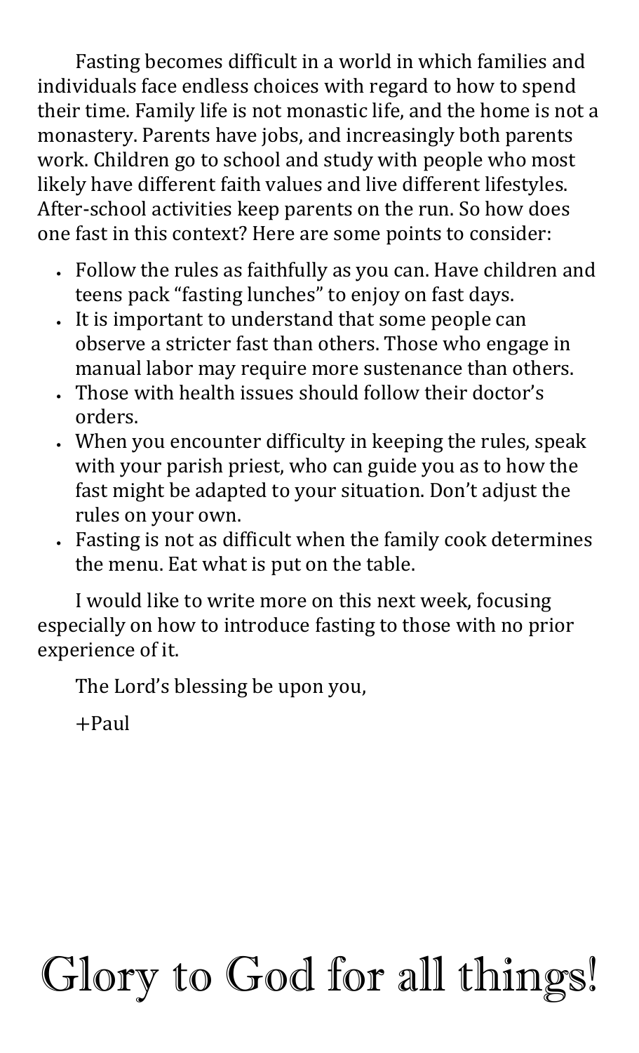Fasting becomes difficult in a world in which families and individuals face endless choices with regard to how to spend their time. Family life is not monastic life, and the home is not a monastery. Parents have jobs, and increasingly both parents work. Children go to school and study with people who most likely have different faith values and live different lifestyles. After-school activities keep parents on the run. So how does one fast in this context? Here are some points to consider:

- Follow the rules as faithfully as you can. Have children and teens pack "fasting lunches" to enjoy on fast days.
- It is important to understand that some people can observe a stricter fast than others. Those who engage in manual labor may require more sustenance than others.
- Those with health issues should follow their doctor's orders.
- When you encounter difficulty in keeping the rules, speak with your parish priest, who can guide you as to how the fast might be adapted to your situation. Don't adjust the rules on your own.
- Fasting is not as difficult when the family cook determines the menu. Eat what is put on the table.

I would like to write more on this next week, focusing especially on how to introduce fasting to those with no prior experience of it.

The Lord's blessing be upon you,

+Paul

# Glory to God for all things!